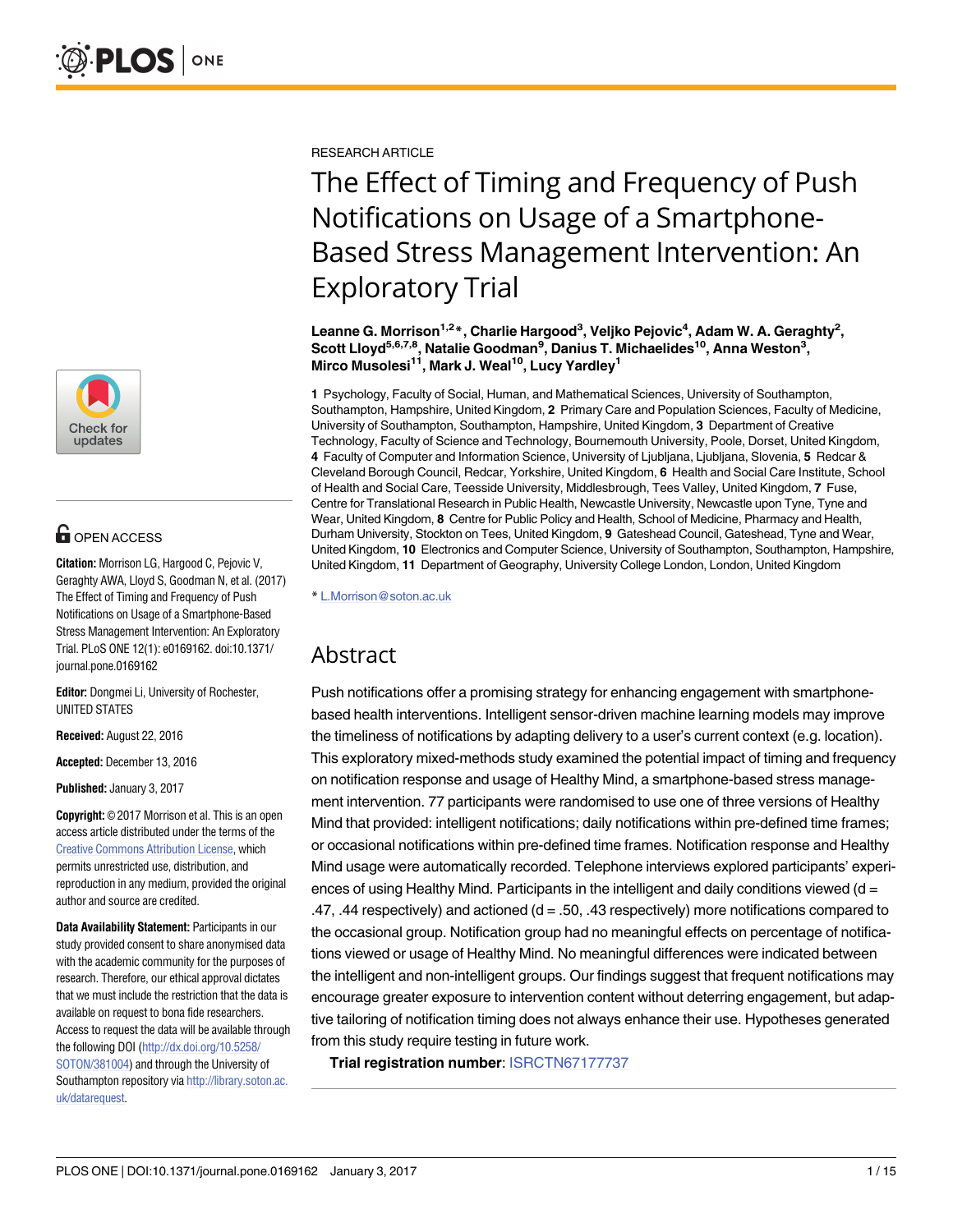RESEARCH ARTICLE

# The Effect of Timing and Frequency of Push Notifications on Usage of a Smartphone-Based Stress Management Intervention: An Exploratory Trial

**Leanne G. Morrison[1,2]*, Charlie Hargood[3], Veljko Pejovic[4], Adam W. A. Geraghty[2], Scott Lloyd[5,6,7,8], Natalie Goodman[9], Danius T. Michaelides[10], Anna Weston[3], Mirco Musolesi[11], Mark J. Weal[10], Lucy Yardley[1]**

**1** Psychology, Faculty of Social, Human, and Mathematical Sciences, University of Southampton, Southampton, Hampshire, United Kingdom, **2** Primary Care and Population Sciences, Faculty of Medicine, University of Southampton, Southampton, Hampshire, United Kingdom, **3** Department of Creative Technology, Faculty of Science and Technology, Bournemouth University, Poole, Dorset, United Kingdom, **4** Faculty of Computer and Information Science, University of Ljubljana, Ljubljana, Slovenia, **5** Redcar & Cleveland Borough Council, Redcar, Yorkshire, United Kingdom, **6** Health and Social Care Institute, School of Health and Social Care, Teesside University, Middlesbrough, Tees Valley, United Kingdom, **7** Fuse, Centre for Translational Research in Public Health, Newcastle University, Newcastle upon Tyne, Tyne and Wear, United Kingdom, **8** Centre for Public Policy and Health, School of Medicine, Pharmacy and Health, Durham University, Stockton on Tees, United Kingdom, **9** Gateshead Council, Gateshead, Tyne and Wear, United Kingdom, **10** Electronics and Computer Science, University of Southampton, Southampton, Hampshire, United Kingdom, **11** Department of Geography, University College London, London, United Kingdom

* L.Morrison@soton.ac.uk

OPEN ACCESS

**Citation:** Morrison LG, Hargood C, Pejovic V, Geraghty AWA, Lloyd S, Goodman N, et al. (2017) The Effect of Timing and Frequency of Push Notifications on Usage of a Smartphone-Based Stress Management Intervention: An Exploratory Trial. PLoS ONE 12(1): e0169162. doi:10.1371/journal.pone.0169162

**Editor:** Dongmei Li, University of Rochester, UNITED STATES

**Received:** August 22, 2016

**Accepted:** December 13, 2016

**Published:** January 3, 2017

**Copyright:** © 2017 Morrison et al. This is an open access article distributed under the terms of the Creative Commons Attribution License, which permits unrestricted use, distribution, and reproduction in any medium, provided the original author and source are credited.

**Data Availability Statement:** Participants in our study provided consent to share anonymised data with the academic community for the purposes of research. Therefore, our ethical approval dictates that we must include the restriction that the data is available on request to bona fide researchers. Access to request the data will be available through the following DOI (http://dx.doi.org/10.5258/SOTON/381004) and through the University of Southampton repository via http://library.soton.ac.uk/datarequest.

## Abstract

Push notifications offer a promising strategy for enhancing engagement with smartphone-based health interventions. Intelligent sensor-driven machine learning models may improve the timeliness of notifications by adapting delivery to a user's current context (e.g. location). This exploratory mixed-methods study examined the potential impact of timing and frequency on notification response and usage of Healthy Mind, a smartphone-based stress management intervention. 77 participants were randomised to use one of three versions of Healthy Mind that provided: intelligent notifications; daily notifications within pre-defined time frames; or occasional notifications within pre-defined time frames. Notification response and Healthy Mind usage were automatically recorded. Telephone interviews explored participants' experiences of using Healthy Mind. Participants in the intelligent and daily conditions viewed ($d$ = .47, .44 respectively) and actioned ($d$ = .50, .43 respectively) more notifications compared to the occasional group. Notification group had no meaningful effects on percentage of notifications viewed or usage of Healthy Mind. No meaningful differences were indicated between the intelligent and non-intelligent groups. Our findings suggest that frequent notifications may encourage greater exposure to intervention content without deterring engagement, but adaptive tailoring of notification timing does not always enhance their use. Hypotheses generated from this study require testing in future work.

**Trial registration number**: ISRCTN67177737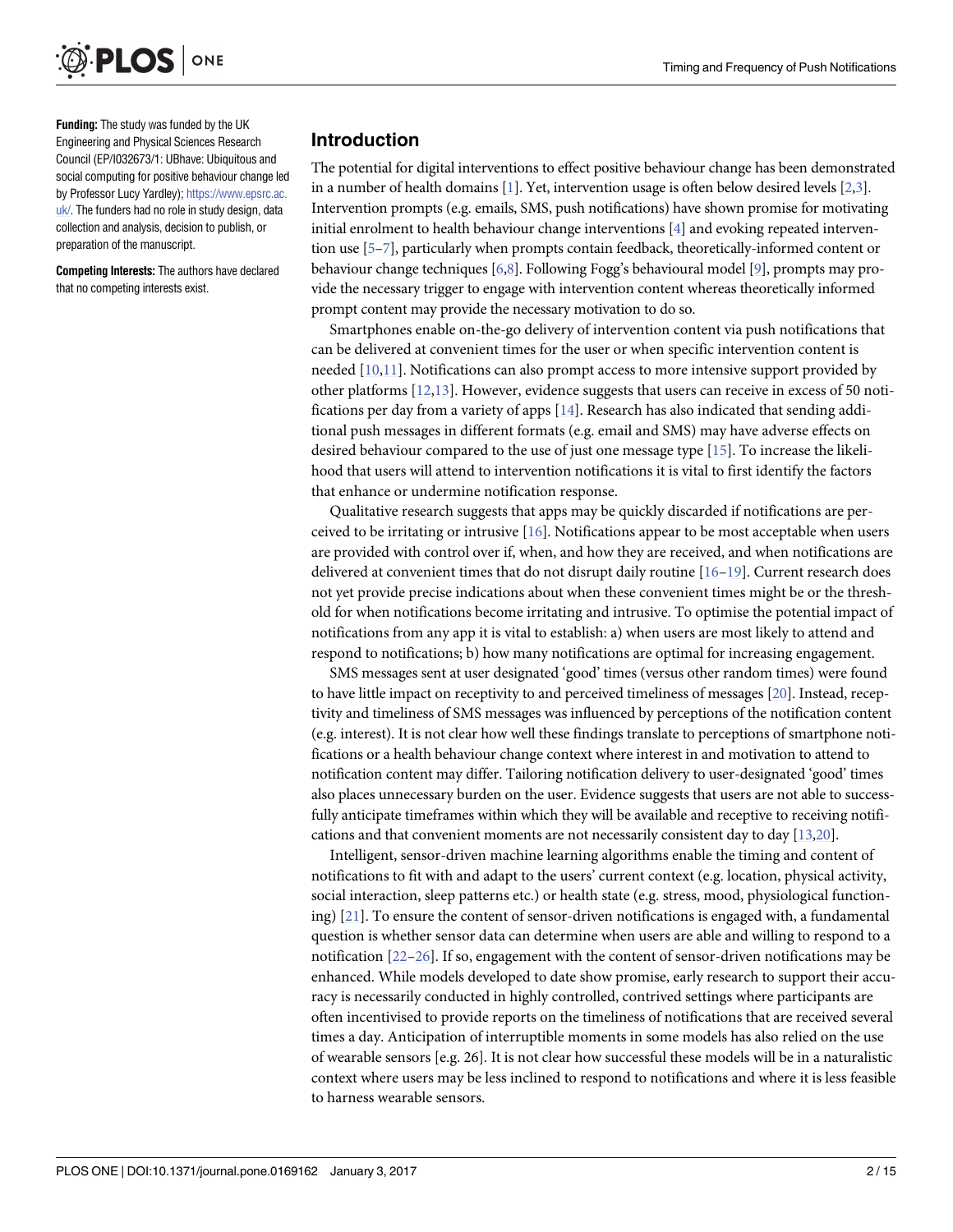**Funding:** The study was funded by the UK Engineering and Physical Sciences Research Council (EP/I032673/1: UBhave: Ubiquitous and social computing for positive behaviour change led by Professor Lucy Yardley); https://www.epsrc.ac.uk/. The funders had no role in study design, data collection and analysis, decision to publish, or preparation of the manuscript.

**Competing Interests:** The authors have declared that no competing interests exist.

## Introduction

The potential for digital interventions to effect positive behaviour change has been demonstrated in a number of health domains [1]. Yet, intervention usage is often below desired levels [2,3]. Intervention prompts (e.g. emails, SMS, push notifications) have shown promise for motivating initial enrolment to health behaviour change interventions [4] and evoking repeated intervention use [5–7], particularly when prompts contain feedback, theoretically-informed content or behaviour change techniques [6,8]. Following Fogg's behavioural model [9], prompts may provide the necessary trigger to engage with intervention content whereas theoretically informed prompt content may provide the necessary motivation to do so.

Smartphones enable on-the-go delivery of intervention content via push notifications that can be delivered at convenient times for the user or when specific intervention content is needed [10,11]. Notifications can also prompt access to more intensive support provided by other platforms [12,13]. However, evidence suggests that users can receive in excess of 50 notifications per day from a variety of apps [14]. Research has also indicated that sending additional push messages in different formats (e.g. email and SMS) may have adverse effects on desired behaviour compared to the use of just one message type [15]. To increase the likelihood that users will attend to intervention notifications it is vital to first identify the factors that enhance or undermine notification response.

Qualitative research suggests that apps may be quickly discarded if notifications are perceived to be irritating or intrusive [16]. Notifications appear to be most acceptable when users are provided with control over if, when, and how they are received, and when notifications are delivered at convenient times that do not disrupt daily routine [16–19]. Current research does not yet provide precise indications about when these convenient times might be or the threshold for when notifications become irritating and intrusive. To optimise the potential impact of notifications from any app it is vital to establish: a) when users are most likely to attend and respond to notifications; b) how many notifications are optimal for increasing engagement.

SMS messages sent at user designated 'good' times (versus other random times) were found to have little impact on receptivity to and perceived timeliness of messages [20]. Instead, receptivity and timeliness of SMS messages was influenced by perceptions of the notification content (e.g. interest). It is not clear how well these findings translate to perceptions of smartphone notifications or a health behaviour change context where interest in and motivation to attend to notification content may differ. Tailoring notification delivery to user-designated 'good' times also places unnecessary burden on the user. Evidence suggests that users are not able to successfully anticipate timeframes within which they will be available and receptive to receiving notifications and that convenient moments are not necessarily consistent day to day [13,20].

Intelligent, sensor-driven machine learning algorithms enable the timing and content of notifications to fit with and adapt to the users' current context (e.g. location, physical activity, social interaction, sleep patterns etc.) or health state (e.g. stress, mood, physiological functioning) [21]. To ensure the content of sensor-driven notifications is engaged with, a fundamental question is whether sensor data can determine when users are able and willing to respond to a notification [22–26]. If so, engagement with the content of sensor-driven notifications may be enhanced. While models developed to date show promise, early research to support their accuracy is necessarily conducted in highly controlled, contrived settings where participants are often incentivised to provide reports on the timeliness of notifications that are received several times a day. Anticipation of interruptible moments in some models has also relied on the use of wearable sensors [e.g. 26]. It is not clear how successful these models will be in a naturalistic context where users may be less inclined to respond to notifications and where it is less feasible to harness wearable sensors.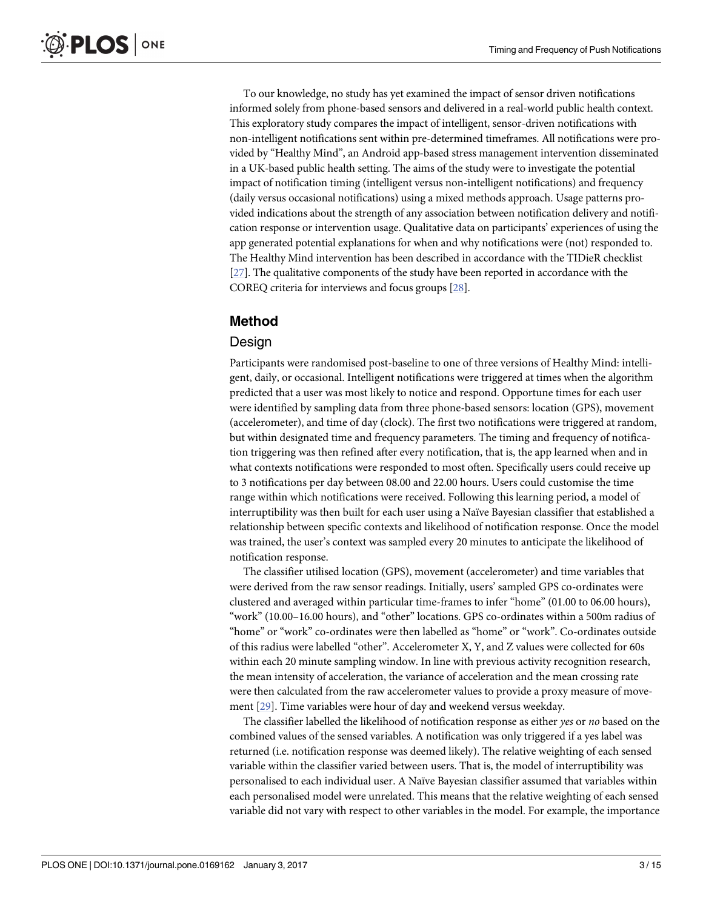To our knowledge, no study has yet examined the impact of sensor driven notifications informed solely from phone-based sensors and delivered in a real-world public health context. This exploratory study compares the impact of intelligent, sensor-driven notifications with non-intelligent notifications sent within pre-determined timeframes. All notifications were provided by "Healthy Mind", an Android app-based stress management intervention disseminated in a UK-based public health setting. The aims of the study were to investigate the potential impact of notification timing (intelligent versus non-intelligent notifications) and frequency (daily versus occasional notifications) using a mixed methods approach. Usage patterns provided indications about the strength of any association between notification delivery and notification response or intervention usage. Qualitative data on participants' experiences of using the app generated potential explanations for when and why notifications were (not) responded to. The Healthy Mind intervention has been described in accordance with the TIDieR checklist [27]. The qualitative components of the study have been reported in accordance with the COREQ criteria for interviews and focus groups [28].

## Method

### Design

Participants were randomised post-baseline to one of three versions of Healthy Mind: intelligent, daily, or occasional. Intelligent notifications were triggered at times when the algorithm predicted that a user was most likely to notice and respond. Opportune times for each user were identified by sampling data from three phone-based sensors: location (GPS), movement (accelerometer), and time of day (clock). The first two notifications were triggered at random, but within designated time and frequency parameters. The timing and frequency of notification triggering was then refined after every notification, that is, the app learned when and in what contexts notifications were responded to most often. Specifically users could receive up to 3 notifications per day between 08.00 and 22.00 hours. Users could customise the time range within which notifications were received. Following this learning period, a model of interruptibility was then built for each user using a Naïve Bayesian classifier that established a relationship between specific contexts and likelihood of notification response. Once the model was trained, the user's context was sampled every 20 minutes to anticipate the likelihood of notification response.

The classifier utilised location (GPS), movement (accelerometer) and time variables that were derived from the raw sensor readings. Initially, users' sampled GPS co-ordinates were clustered and averaged within particular time-frames to infer "home" (01.00 to 06.00 hours), "work" (10.00–16.00 hours), and "other" locations. GPS co-ordinates within a 500m radius of "home" or "work" co-ordinates were then labelled as "home" or "work". Co-ordinates outside of this radius were labelled "other". Accelerometer X, Y, and Z values were collected for 60s within each 20 minute sampling window. In line with previous activity recognition research, the mean intensity of acceleration, the variance of acceleration and the mean crossing rate were then calculated from the raw accelerometer values to provide a proxy measure of movement [29]. Time variables were hour of day and weekend versus weekday.

The classifier labelled the likelihood of notification response as either *yes* or *no* based on the combined values of the sensed variables. A notification was only triggered if a yes label was returned (i.e. notification response was deemed likely). The relative weighting of each sensed variable within the classifier varied between users. That is, the model of interruptibility was personalised to each individual user. A Naïve Bayesian classifier assumed that variables within each personalised model were unrelated. This means that the relative weighting of each sensed variable did not vary with respect to other variables in the model. For example, the importance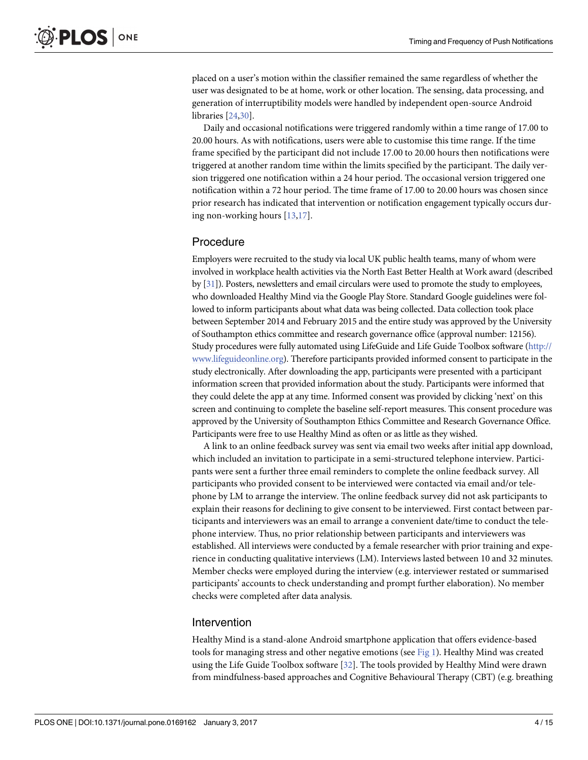placed on a user's motion within the classifier remained the same regardless of whether the user was designated to be at home, work or other location. The sensing, data processing, and generation of interruptibility models were handled by independent open-source Android libraries [24,30].

Daily and occasional notifications were triggered randomly within a time range of 17.00 to 20.00 hours. As with notifications, users were able to customise this time range. If the time frame specified by the participant did not include 17.00 to 20.00 hours then notifications were triggered at another random time within the limits specified by the participant. The daily version triggered one notification within a 24 hour period. The occasional version triggered one notification within a 72 hour period. The time frame of 17.00 to 20.00 hours was chosen since prior research has indicated that intervention or notification engagement typically occurs during non-working hours [13,17].

## Procedure

Employers were recruited to the study via local UK public health teams, many of whom were involved in workplace health activities via the North East Better Health at Work award (described by [31]). Posters, newsletters and email circulars were used to promote the study to employees, who downloaded Healthy Mind via the Google Play Store. Standard Google guidelines were followed to inform participants about what data was being collected. Data collection took place between September 2014 and February 2015 and the entire study was approved by the University of Southampton ethics committee and research governance office (approval number: 12156). Study procedures were fully automated using LifeGuide and Life Guide Toolbox software (http://www.lifeguideonline.org). Therefore participants provided informed consent to participate in the study electronically. After downloading the app, participants were presented with a participant information screen that provided information about the study. Participants were informed that they could delete the app at any time. Informed consent was provided by clicking 'next' on this screen and continuing to complete the baseline self-report measures. This consent procedure was approved by the University of Southampton Ethics Committee and Research Governance Office. Participants were free to use Healthy Mind as often or as little as they wished.

A link to an online feedback survey was sent via email two weeks after initial app download, which included an invitation to participate in a semi-structured telephone interview. Participants were sent a further three email reminders to complete the online feedback survey. All participants who provided consent to be interviewed were contacted via email and/or telephone by LM to arrange the interview. The online feedback survey did not ask participants to explain their reasons for declining to give consent to be interviewed. First contact between participants and interviewers was an email to arrange a convenient date/time to conduct the telephone interview. Thus, no prior relationship between participants and interviewers was established. All interviews were conducted by a female researcher with prior training and experience in conducting qualitative interviews (LM). Interviews lasted between 10 and 32 minutes. Member checks were employed during the interview (e.g. interviewer restated or summarised participants' accounts to check understanding and prompt further elaboration). No member checks were completed after data analysis.

## Intervention

Healthy Mind is a stand-alone Android smartphone application that offers evidence-based tools for managing stress and other negative emotions (see Fig 1). Healthy Mind was created using the Life Guide Toolbox software [32]. The tools provided by Healthy Mind were drawn from mindfulness-based approaches and Cognitive Behavioural Therapy (CBT) (e.g. breathing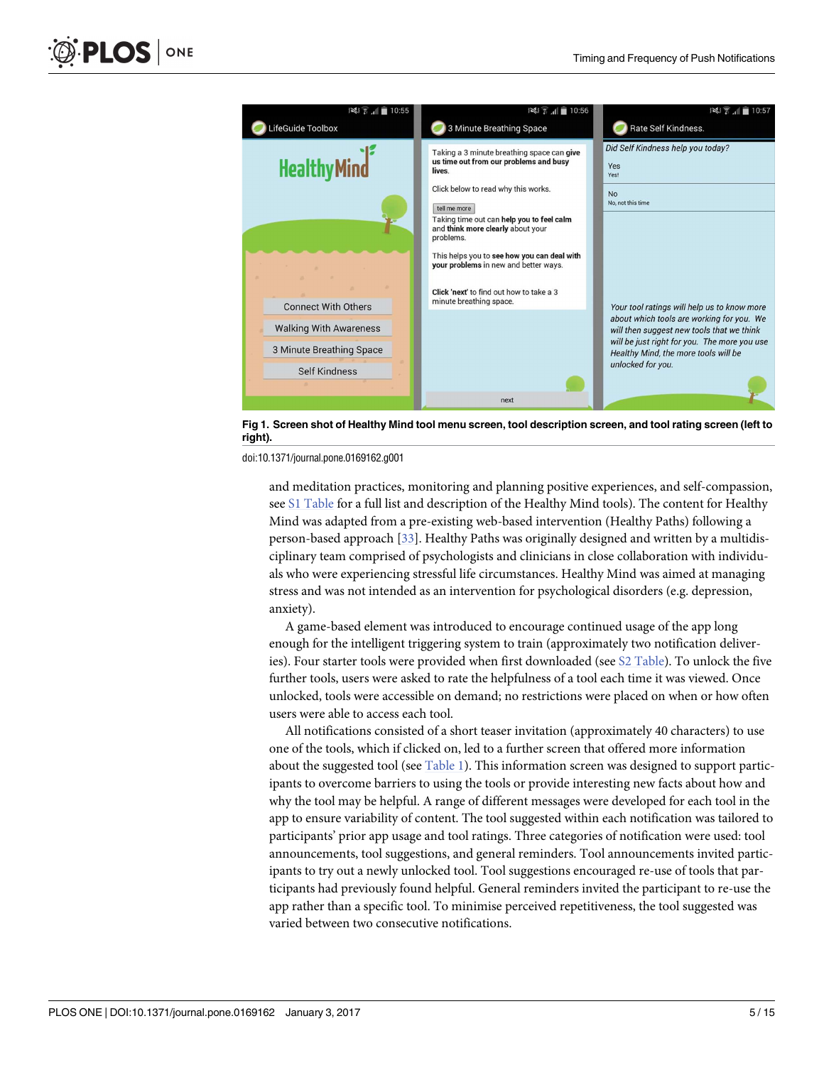**Fig 1. Screen shot of Healthy Mind tool menu screen, tool description screen, and tool rating screen (left to right).**

doi:10.1371/journal.pone.0169162.g001

and meditation practices, monitoring and planning positive experiences, and self-compassion, see S1 Table for a full list and description of the Healthy Mind tools). The content for Healthy Mind was adapted from a pre-existing web-based intervention (Healthy Paths) following a person-based approach [33]. Healthy Paths was originally designed and written by a multidisciplinary team comprised of psychologists and clinicians in close collaboration with individuals who were experiencing stressful life circumstances. Healthy Mind was aimed at managing stress and was not intended as an intervention for psychological disorders (e.g. depression, anxiety).

A game-based element was introduced to encourage continued usage of the app long enough for the intelligent triggering system to train (approximately two notification deliveries). Four starter tools were provided when first downloaded (see S2 Table). To unlock the five further tools, users were asked to rate the helpfulness of a tool each time it was viewed. Once unlocked, tools were accessible on demand; no restrictions were placed on when or how often users were able to access each tool.

All notifications consisted of a short teaser invitation (approximately 40 characters) to use one of the tools, which if clicked on, led to a further screen that offered more information about the suggested tool (see Table 1). This information screen was designed to support participants to overcome barriers to using the tools or provide interesting new facts about how and why the tool may be helpful. A range of different messages were developed for each tool in the app to ensure variability of content. The tool suggested within each notification was tailored to participants' prior app usage and tool ratings. Three categories of notification were used: tool announcements, tool suggestions, and general reminders. Tool announcements invited participants to try out a newly unlocked tool. Tool suggestions encouraged re-use of tools that participants had previously found helpful. General reminders invited the participant to re-use the app rather than a specific tool. To minimise perceived repetitiveness, the tool suggested was varied between two consecutive notifications.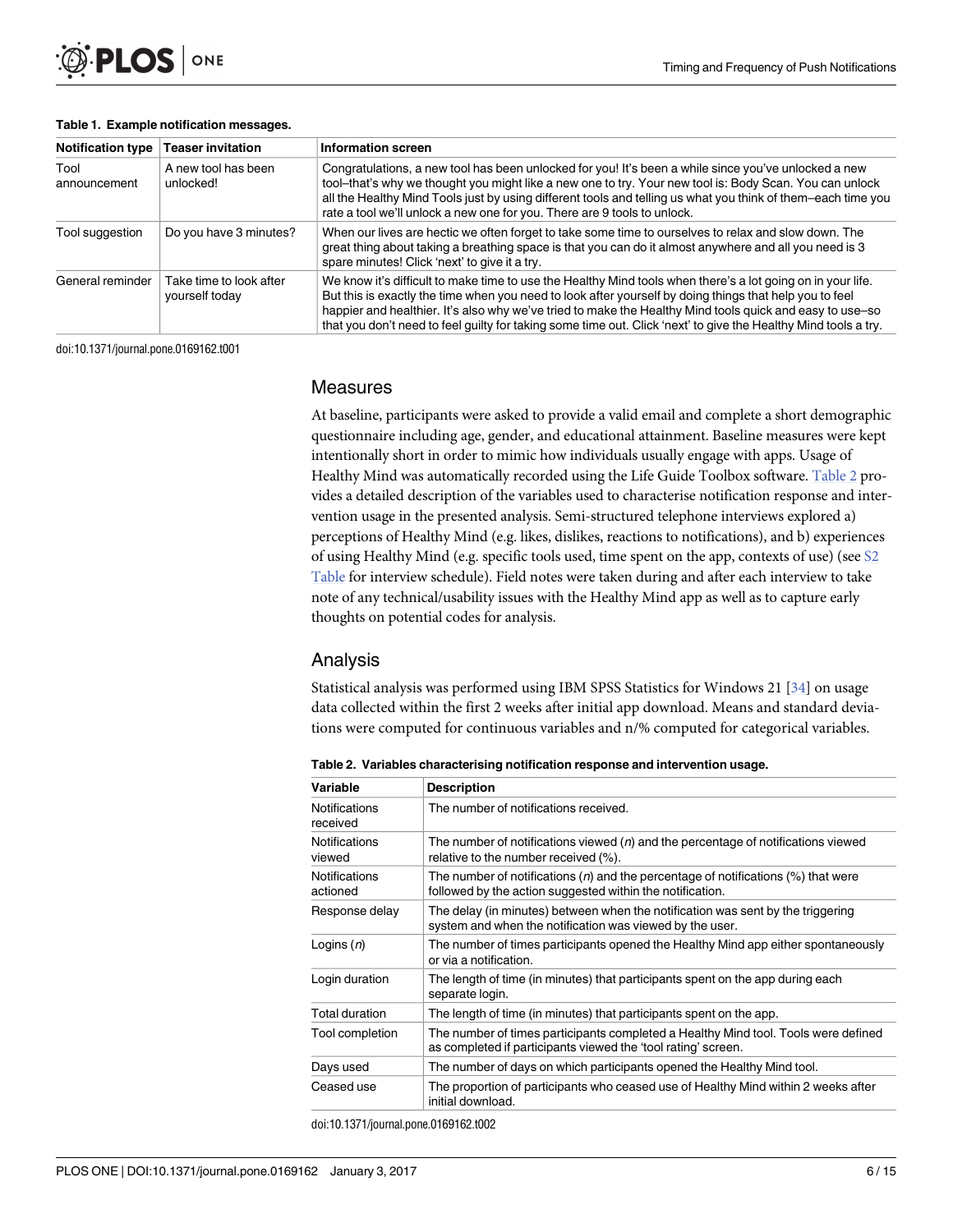**Table 1. Example notification messages.**

| Notification type | Teaser invitation | Information screen |
| --- | --- | --- |
| Tool announcement | A new tool has been unlocked! | Congratulations, a new tool has been unlocked for you! It's been a while since you've unlocked a new tool–that's why we thought you might like a new one to try. Your new tool is: Body Scan. You can unlock all the Healthy Mind Tools just by using different tools and telling us what you think of them–each time you rate a tool we'll unlock a new one for you. There are 9 tools to unlock. |
| Tool suggestion | Do you have 3 minutes? | When our lives are hectic we often forget to take some time to ourselves to relax and slow down. The great thing about taking a breathing space is that you can do it almost anywhere and all you need is 3 spare minutes! Click 'next' to give it a try. |
| General reminder | Take time to look after yourself today | We know it's difficult to make time to use the Healthy Mind tools when there's a lot going on in your life. But this is exactly the time when you need to look after yourself by doing things that help you to feel happier and healthier. It's also why we've tried to make the Healthy Mind tools quick and easy to use–so that you don't need to feel guilty for taking some time out. Click 'next' to give the Healthy Mind tools a try. |

doi:10.1371/journal.pone.0169162.t001

## Measures

At baseline, participants were asked to provide a valid email and complete a short demographic questionnaire including age, gender, and educational attainment. Baseline measures were kept intentionally short in order to mimic how individuals usually engage with apps. Usage of Healthy Mind was automatically recorded using the Life Guide Toolbox software. Table 2 provides a detailed description of the variables used to characterise notification response and intervention usage in the presented analysis. Semi-structured telephone interviews explored a) perceptions of Healthy Mind (e.g. likes, dislikes, reactions to notifications), and b) experiences of using Healthy Mind (e.g. specific tools used, time spent on the app, contexts of use) (see S2 Table for interview schedule). Field notes were taken during and after each interview to take note of any technical/usability issues with the Healthy Mind app as well as to capture early thoughts on potential codes for analysis.

## Analysis

Statistical analysis was performed using IBM SPSS Statistics for Windows 21 [34] on usage data collected within the first 2 weeks after initial app download. Means and standard deviations were computed for continuous variables and n/% computed for categorical variables.

**Table 2. Variables characterising notification response and intervention usage.**

| Variable | Description |
| --- | --- |
| Notifications received | The number of notifications received. |
| Notifications viewed | The number of notifications viewed (*n*) and the percentage of notifications viewed relative to the number received (%). |
| Notifications actioned | The number of notifications (*n*) and the percentage of notifications (%) that were followed by the action suggested within the notification. |
| Response delay | The delay (in minutes) between when the notification was sent by the triggering system and when the notification was viewed by the user. |
| Logins (*n*) | The number of times participants opened the Healthy Mind app either spontaneously or via a notification. |
| Login duration | The length of time (in minutes) that participants spent on the app during each separate login. |
| Total duration | The length of time (in minutes) that participants spent on the app. |
| Tool completion | The number of times participants completed a Healthy Mind tool. Tools were defined as completed if participants viewed the 'tool rating' screen. |
| Days used | The number of days on which participants opened the Healthy Mind tool. |
| Ceased use | The proportion of participants who ceased use of Healthy Mind within 2 weeks after initial download. |

doi:10.1371/journal.pone.0169162.t002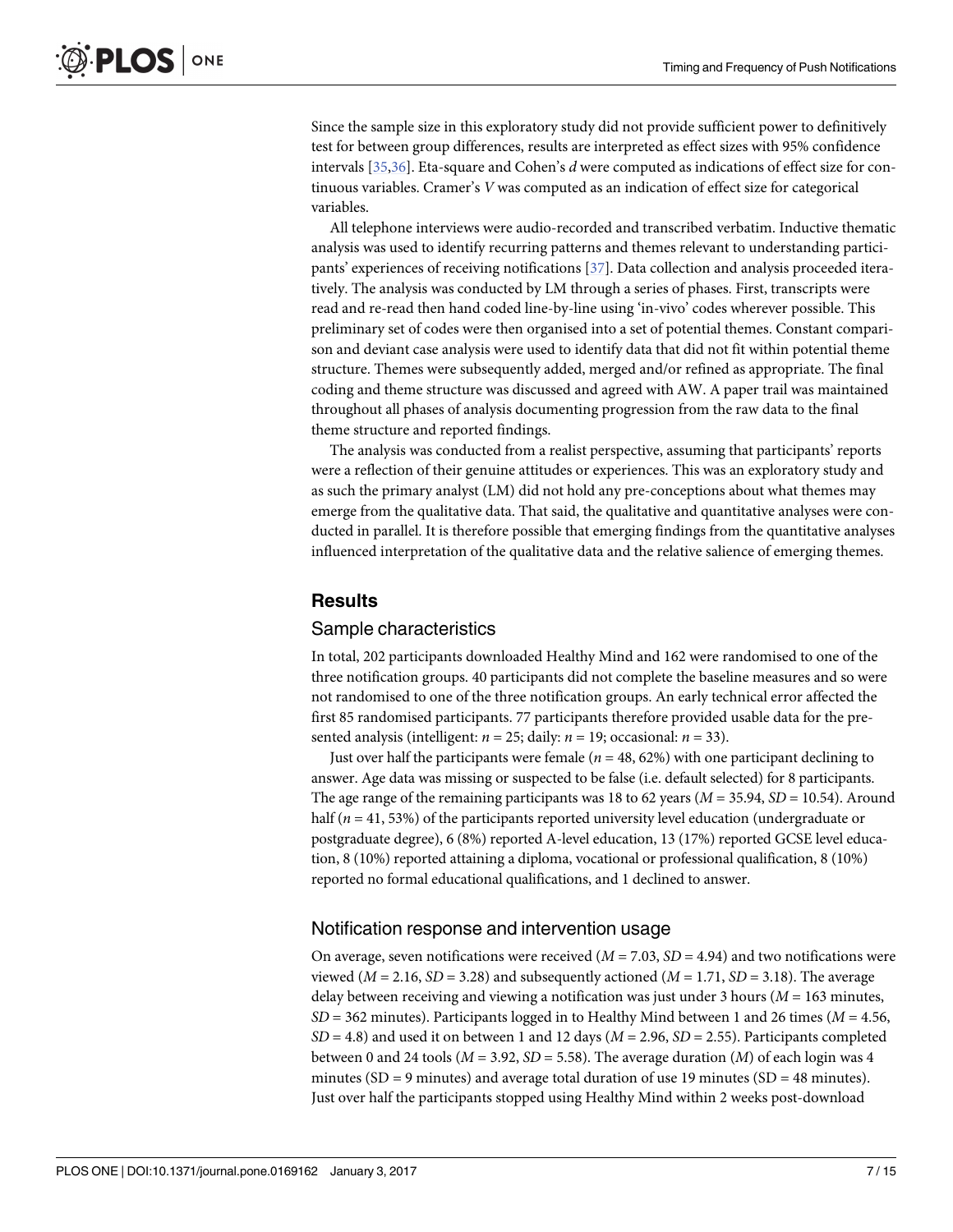Since the sample size in this exploratory study did not provide sufficient power to definitively test for between group differences, results are interpreted as effect sizes with 95% confidence intervals [35,36]. Eta-square and Cohen's *d* were computed as indications of effect size for continuous variables. Cramer's *V* was computed as an indication of effect size for categorical variables.

All telephone interviews were audio-recorded and transcribed verbatim. Inductive thematic analysis was used to identify recurring patterns and themes relevant to understanding participants' experiences of receiving notifications [37]. Data collection and analysis proceeded iteratively. The analysis was conducted by LM through a series of phases. First, transcripts were read and re-read then hand coded line-by-line using 'in-vivo' codes wherever possible. This preliminary set of codes were then organised into a set of potential themes. Constant comparison and deviant case analysis were used to identify data that did not fit within potential theme structure. Themes were subsequently added, merged and/or refined as appropriate. The final coding and theme structure was discussed and agreed with AW. A paper trail was maintained throughout all phases of analysis documenting progression from the raw data to the final theme structure and reported findings.

The analysis was conducted from a realist perspective, assuming that participants' reports were a reflection of their genuine attitudes or experiences. This was an exploratory study and as such the primary analyst (LM) did not hold any pre-conceptions about what themes may emerge from the qualitative data. That said, the qualitative and quantitative analyses were conducted in parallel. It is therefore possible that emerging findings from the quantitative analyses influenced interpretation of the qualitative data and the relative salience of emerging themes.

## Results

### Sample characteristics

In total, 202 participants downloaded Healthy Mind and 162 were randomised to one of the three notification groups. 40 participants did not complete the baseline measures and so were not randomised to one of the three notification groups. An early technical error affected the first 85 randomised participants. 77 participants therefore provided usable data for the presented analysis (intelligent: $n = 25$; daily: $n = 19$; occasional: $n = 33$).

Just over half the participants were female ($n = 48$, 62%) with one participant declining to answer. Age data was missing or suspected to be false (i.e. default selected) for 8 participants. The age range of the remaining participants was 18 to 62 years ($M = 35.94$, $SD = 10.54$). Around half ($n = 41$, 53%) of the participants reported university level education (undergraduate or postgraduate degree), 6 (8%) reported A-level education, 13 (17%) reported GCSE level education, 8 (10%) reported attaining a diploma, vocational or professional qualification, 8 (10%) reported no formal educational qualifications, and 1 declined to answer.

### Notification response and intervention usage

On average, seven notifications were received ($M = 7.03$, $SD = 4.94$) and two notifications were viewed ($M = 2.16$, $SD = 3.28$) and subsequently actioned ($M = 1.71$, $SD = 3.18$). The average delay between receiving and viewing a notification was just under 3 hours ($M = 163$ minutes, $SD = 362$ minutes). Participants logged in to Healthy Mind between 1 and 26 times ($M = 4.56$, $SD = 4.8$) and used it on between 1 and 12 days ($M = 2.96$, $SD = 2.55$). Participants completed between 0 and 24 tools ($M = 3.92$, $SD = 5.58$). The average duration ($M$) of each login was 4 minutes (SD = 9 minutes) and average total duration of use 19 minutes (SD = 48 minutes). Just over half the participants stopped using Healthy Mind within 2 weeks post-download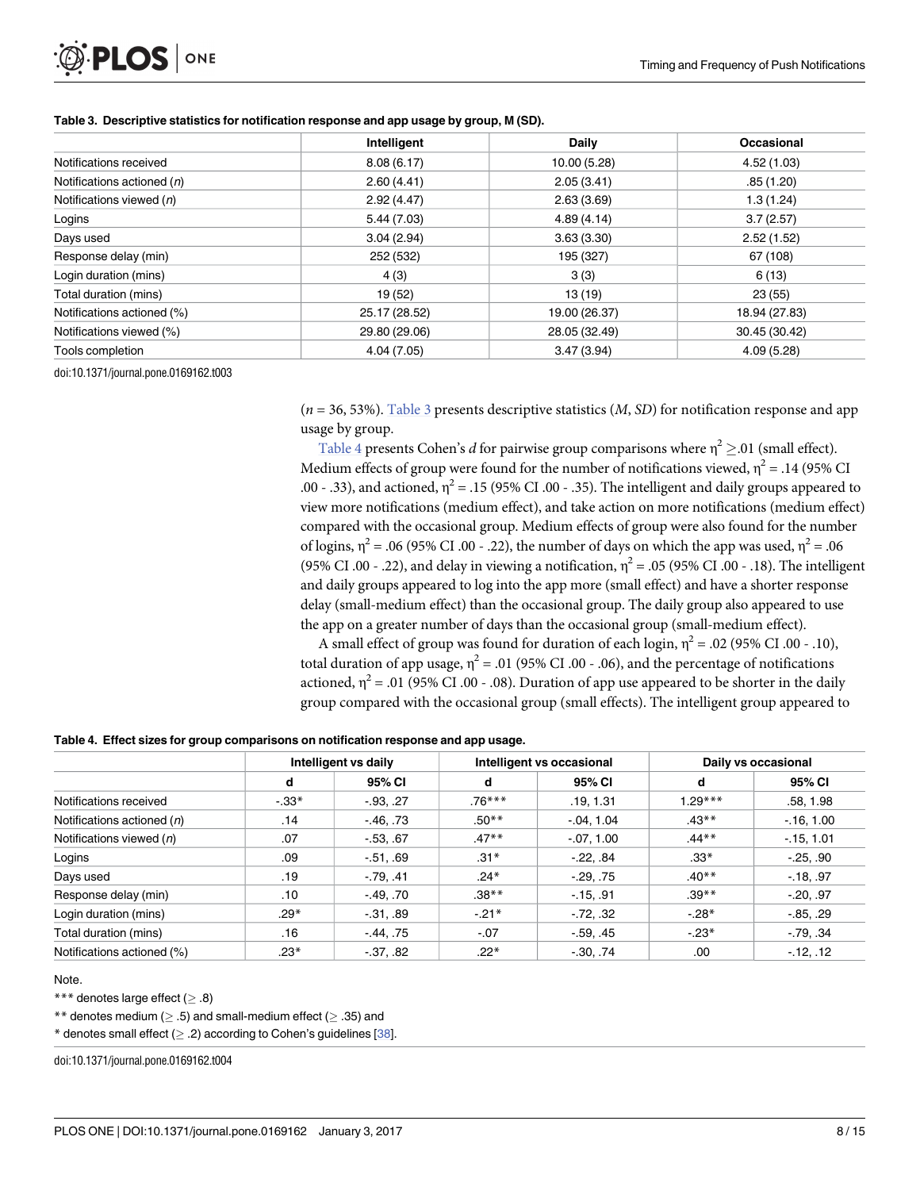**Table 3. Descriptive statistics for notification response and app usage by group, M (SD).**

| | Intelligent | Daily | Occasional |
|---|---|---|---|
| Notifications received | 8.08 (6.17) | 10.00 (5.28) | 4.52 (1.03) |
| Notifications actioned (*n*) | 2.60 (4.41) | 2.05 (3.41) | .85 (1.20) |
| Notifications viewed (*n*) | 2.92 (4.47) | 2.63 (3.69) | 1.3 (1.24) |
| Logins | 5.44 (7.03) | 4.89 (4.14) | 3.7 (2.57) |
| Days used | 3.04 (2.94) | 3.63 (3.30) | 2.52 (1.52) |
| Response delay (min) | 252 (532) | 195 (327) | 67 (108) |
| Login duration (mins) | 4 (3) | 3 (3) | 6 (13) |
| Total duration (mins) | 19 (52) | 13 (19) | 23 (55) |
| Notifications actioned (%) | 25.17 (28.52) | 19.00 (26.37) | 18.94 (27.83) |
| Notifications viewed (%) | 29.80 (29.06) | 28.05 (32.49) | 30.45 (30.42) |
| Tools completion | 4.04 (7.05) | 3.47 (3.94) | 4.09 (5.28) |

doi:10.1371/journal.pone.0169162.t003

($n$ = 36, 53%). Table 3 presents descriptive statistics ($M$, $SD$) for notification response and app usage by group.

Table 4 presents Cohen's $d$ for pairwise group comparisons where $\eta^2 \geq .01$ (small effect). Medium effects of group were found for the number of notifications viewed, $\eta^2 = .14$ (95% CI .00 - .33), and actioned, $\eta^2 = .15$ (95% CI .00 - .35). The intelligent and daily groups appeared to view more notifications (medium effect), and take action on more notifications (medium effect) compared with the occasional group. Medium effects of group were also found for the number of logins, $\eta^2 = .06$ (95% CI .00 - .22), the number of days on which the app was used, $\eta^2 = .06$ (95% CI .00 - .22), and delay in viewing a notification, $\eta^2 = .05$ (95% CI .00 - .18). The intelligent and daily groups appeared to log into the app more (small effect) and have a shorter response delay (small-medium effect) than the occasional group. The daily group also appeared to use the app on a greater number of days than the occasional group (small-medium effect).

A small effect of group was found for duration of each login, $\eta^2 = .02$ (95% CI .00 - .10), total duration of app usage, $\eta^2 = .01$ (95% CI .00 - .06), and the percentage of notifications actioned, $\eta^2 = .01$ (95% CI .00 - .08). Duration of app use appeared to be shorter in the daily group compared with the occasional group (small effects). The intelligent group appeared to

**Table 4. Effect sizes for group comparisons on notification response and app usage.**

| | Intelligent vs daily | | Intelligent vs occasional | | Daily vs occasional | |
|---|---|---|---|---|---|---|
| | d | 95% CI | d | 95% CI | d | 95% CI |
| Notifications received | -.33* | -.93, .27 | .76*** | .19, 1.31 | 1.29*** | .58, 1.98 |
| Notifications actioned (*n*) | .14 | -.46, .73 | .50** | -.04, 1.04 | .43** | -.16, 1.00 |
| Notifications viewed (*n*) | .07 | -.53, .67 | .47** | -.07, 1.00 | .44** | -.15, 1.01 |
| Logins | .09 | -.51, .69 | .31* | -.22, .84 | .33* | -.25, .90 |
| Days used | .19 | -.79, .41 | .24* | -.29, .75 | .40** | -.18, .97 |
| Response delay (min) | .10 | -.49, .70 | .38** | -.15, .91 | .39** | -.20, .97 |
| Login duration (mins) | .29* | -.31, .89 | -.21* | -.72, .32 | -.28* | -.85, .29 |
| Total duration (mins) | .16 | -.44, .75 | -.07 | -.59, .45 | -.23* | -.79, .34 |
| Notifications actioned (%) | .23* | -.37, .82 | .22* | -.30, .74 | .00 | -.12, .12 |

Note.

*** denotes large effect (≥ .8)

** denotes medium (≥ .5) and small-medium effect (≥ .35) and

* denotes small effect (≥ .2) according to Cohen's guidelines [38].

doi:10.1371/journal.pone.0169162.t004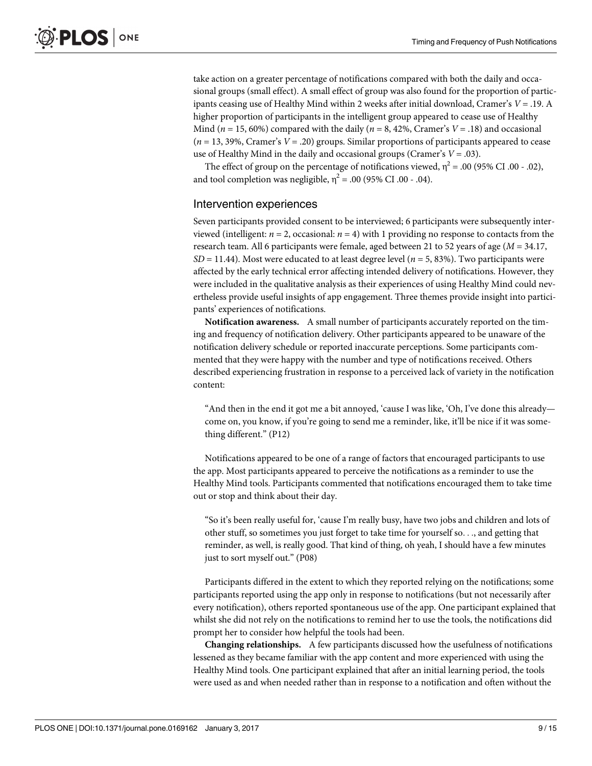take action on a greater percentage of notifications compared with both the daily and occasional groups (small effect). A small effect of group was also found for the proportion of participants ceasing use of Healthy Mind within 2 weeks after initial download, Cramer's $V = .19$. A higher proportion of participants in the intelligent group appeared to cease use of Healthy Mind ($n = 15$, 60%) compared with the daily ($n = 8$, 42%, Cramer's $V = .18$) and occasional ($n = 13$, 39%, Cramer's $V = .20$) groups. Similar proportions of participants appeared to cease use of Healthy Mind in the daily and occasional groups (Cramer's $V = .03$).

The effect of group on the percentage of notifications viewed, $\eta^2 = .00$ (95% CI .00 - .02), and tool completion was negligible, $\eta^2 = .00$ (95% CI .00 - .04).

## Intervention experiences

Seven participants provided consent to be interviewed; 6 participants were subsequently interviewed (intelligent: $n = 2$, occasional: $n = 4$) with 1 providing no response to contacts from the research team. All 6 participants were female, aged between 21 to 52 years of age ($M = 34.17$, $SD = 11.44$). Most were educated to at least degree level ($n = 5$, 83%). Two participants were affected by the early technical error affecting intended delivery of notifications. However, they were included in the qualitative analysis as their experiences of using Healthy Mind could nevertheless provide useful insights of app engagement. Three themes provide insight into participants' experiences of notifications.

**Notification awareness.** A small number of participants accurately reported on the timing and frequency of notification delivery. Other participants appeared to be unaware of the notification delivery schedule or reported inaccurate perceptions. Some participants commented that they were happy with the number and type of notifications received. Others described experiencing frustration in response to a perceived lack of variety in the notification content:

> "And then in the end it got me a bit annoyed, 'cause I was like, 'Oh, I've done this already—come on, you know, if you're going to send me a reminder, like, it'll be nice if it was something different." (P12)

Notifications appeared to be one of a range of factors that encouraged participants to use the app. Most participants appeared to perceive the notifications as a reminder to use the Healthy Mind tools. Participants commented that notifications encouraged them to take time out or stop and think about their day.

> "So it's been really useful for, 'cause I'm really busy, have two jobs and children and lots of other stuff, so sometimes you just forget to take time for yourself so. . ., and getting that reminder, as well, is really good. That kind of thing, oh yeah, I should have a few minutes just to sort myself out." (P08)

Participants differed in the extent to which they reported relying on the notifications; some participants reported using the app only in response to notifications (but not necessarily after every notification), others reported spontaneous use of the app. One participant explained that whilst she did not rely on the notifications to remind her to use the tools, the notifications did prompt her to consider how helpful the tools had been.

**Changing relationships.** A few participants discussed how the usefulness of notifications lessened as they became familiar with the app content and more experienced with using the Healthy Mind tools. One participant explained that after an initial learning period, the tools were used as and when needed rather than in response to a notification and often without the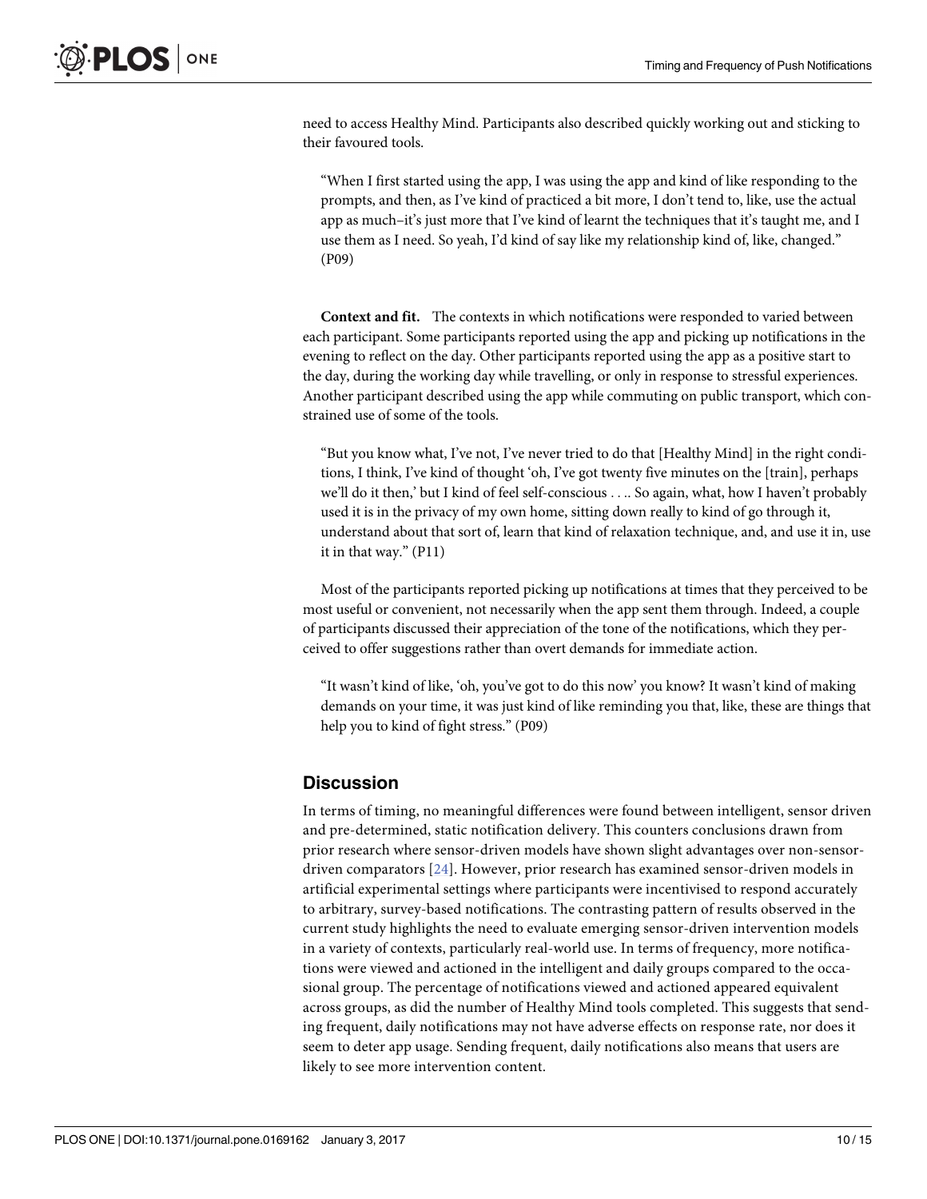need to access Healthy Mind. Participants also described quickly working out and sticking to their favoured tools.

> "When I first started using the app, I was using the app and kind of like responding to the prompts, and then, as I've kind of practiced a bit more, I don't tend to, like, use the actual app as much–it's just more that I've kind of learnt the techniques that it's taught me, and I use them as I need. So yeah, I'd kind of say like my relationship kind of, like, changed." (P09)

**Context and fit.** The contexts in which notifications were responded to varied between each participant. Some participants reported using the app and picking up notifications in the evening to reflect on the day. Other participants reported using the app as a positive start to the day, during the working day while travelling, or only in response to stressful experiences. Another participant described using the app while commuting on public transport, which constrained use of some of the tools.

> "But you know what, I've not, I've never tried to do that [Healthy Mind] in the right conditions, I think, I've kind of thought 'oh, I've got twenty five minutes on the [train], perhaps we'll do it then,' but I kind of feel self-conscious . . .. So again, what, how I haven't probably used it is in the privacy of my own home, sitting down really to kind of go through it, understand about that sort of, learn that kind of relaxation technique, and, and use it in, use it in that way." (P11)

Most of the participants reported picking up notifications at times that they perceived to be most useful or convenient, not necessarily when the app sent them through. Indeed, a couple of participants discussed their appreciation of the tone of the notifications, which they perceived to offer suggestions rather than overt demands for immediate action.

> "It wasn't kind of like, 'oh, you've got to do this now' you know? It wasn't kind of making demands on your time, it was just kind of like reminding you that, like, these are things that help you to kind of fight stress." (P09)

## Discussion

In terms of timing, no meaningful differences were found between intelligent, sensor driven and pre-determined, static notification delivery. This counters conclusions drawn from prior research where sensor-driven models have shown slight advantages over non-sensor-driven comparators [24]. However, prior research has examined sensor-driven models in artificial experimental settings where participants were incentivised to respond accurately to arbitrary, survey-based notifications. The contrasting pattern of results observed in the current study highlights the need to evaluate emerging sensor-driven intervention models in a variety of contexts, particularly real-world use. In terms of frequency, more notifications were viewed and actioned in the intelligent and daily groups compared to the occasional group. The percentage of notifications viewed and actioned appeared equivalent across groups, as did the number of Healthy Mind tools completed. This suggests that sending frequent, daily notifications may not have adverse effects on response rate, nor does it seem to deter app usage. Sending frequent, daily notifications also means that users are likely to see more intervention content.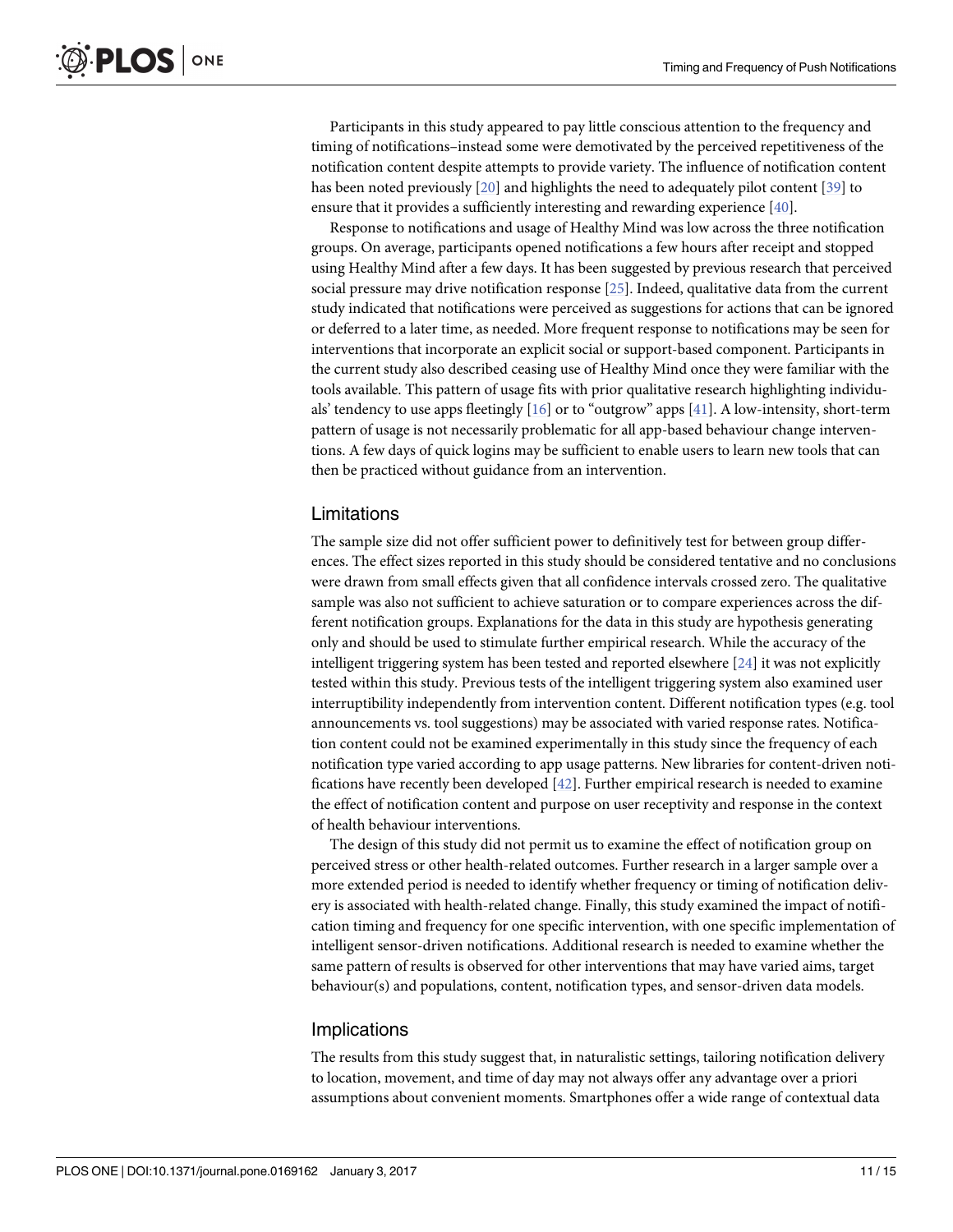Participants in this study appeared to pay little conscious attention to the frequency and timing of notifications–instead some were demotivated by the perceived repetitiveness of the notification content despite attempts to provide variety. The influence of notification content has been noted previously [20] and highlights the need to adequately pilot content [39] to ensure that it provides a sufficiently interesting and rewarding experience [40].

Response to notifications and usage of Healthy Mind was low across the three notification groups. On average, participants opened notifications a few hours after receipt and stopped using Healthy Mind after a few days. It has been suggested by previous research that perceived social pressure may drive notification response [25]. Indeed, qualitative data from the current study indicated that notifications were perceived as suggestions for actions that can be ignored or deferred to a later time, as needed. More frequent response to notifications may be seen for interventions that incorporate an explicit social or support-based component. Participants in the current study also described ceasing use of Healthy Mind once they were familiar with the tools available. This pattern of usage fits with prior qualitative research highlighting individuals' tendency to use apps fleetingly [16] or to "outgrow" apps [41]. A low-intensity, short-term pattern of usage is not necessarily problematic for all app-based behaviour change interventions. A few days of quick logins may be sufficient to enable users to learn new tools that can then be practiced without guidance from an intervention.

## Limitations

The sample size did not offer sufficient power to definitively test for between group differences. The effect sizes reported in this study should be considered tentative and no conclusions were drawn from small effects given that all confidence intervals crossed zero. The qualitative sample was also not sufficient to achieve saturation or to compare experiences across the different notification groups. Explanations for the data in this study are hypothesis generating only and should be used to stimulate further empirical research. While the accuracy of the intelligent triggering system has been tested and reported elsewhere [24] it was not explicitly tested within this study. Previous tests of the intelligent triggering system also examined user interruptibility independently from intervention content. Different notification types (e.g. tool announcements vs. tool suggestions) may be associated with varied response rates. Notification content could not be examined experimentally in this study since the frequency of each notification type varied according to app usage patterns. New libraries for content-driven notifications have recently been developed [42]. Further empirical research is needed to examine the effect of notification content and purpose on user receptivity and response in the context of health behaviour interventions.

The design of this study did not permit us to examine the effect of notification group on perceived stress or other health-related outcomes. Further research in a larger sample over a more extended period is needed to identify whether frequency or timing of notification delivery is associated with health-related change. Finally, this study examined the impact of notification timing and frequency for one specific intervention, with one specific implementation of intelligent sensor-driven notifications. Additional research is needed to examine whether the same pattern of results is observed for other interventions that may have varied aims, target behaviour(s) and populations, content, notification types, and sensor-driven data models.

## Implications

The results from this study suggest that, in naturalistic settings, tailoring notification delivery to location, movement, and time of day may not always offer any advantage over a priori assumptions about convenient moments. Smartphones offer a wide range of contextual data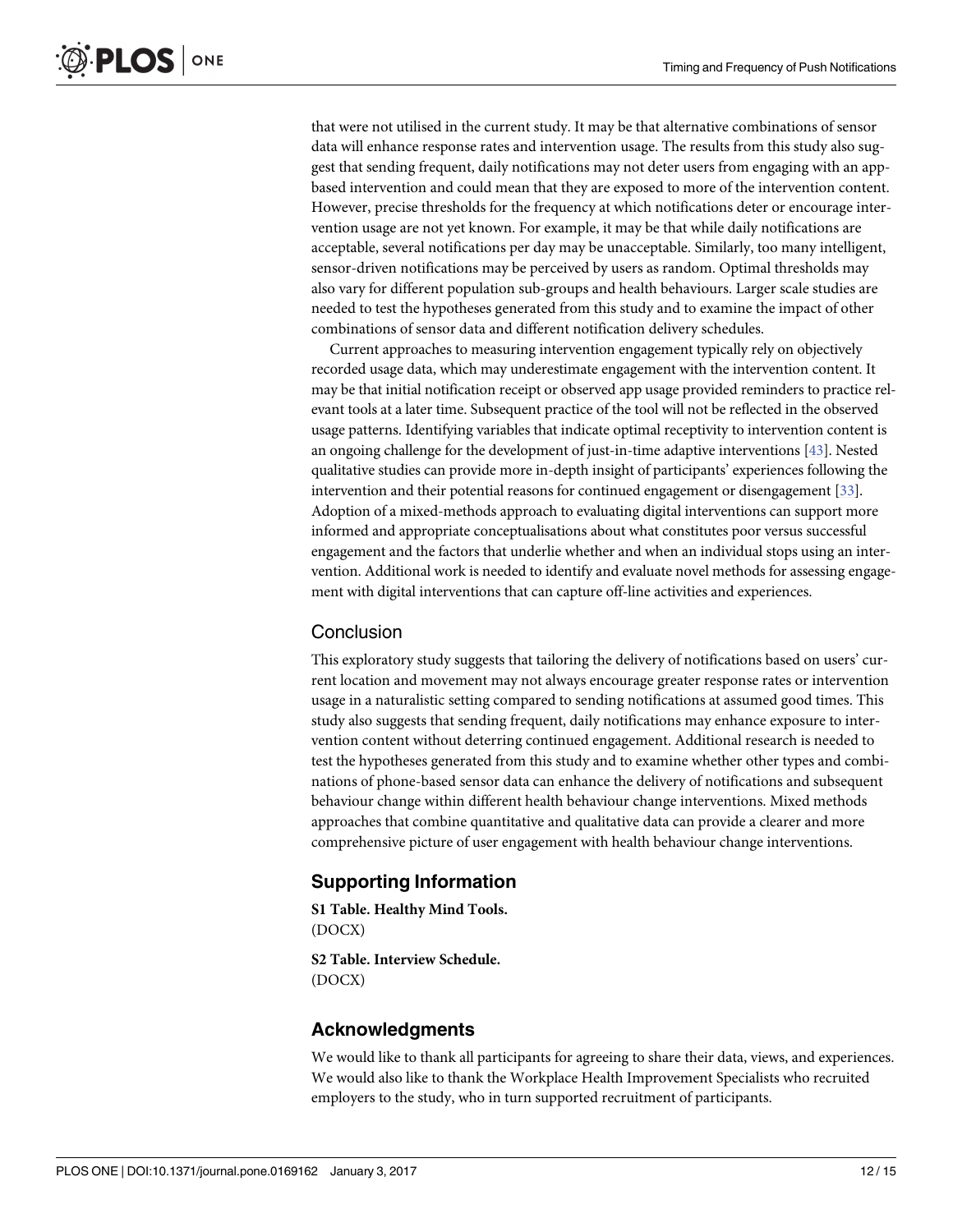that were not utilised in the current study. It may be that alternative combinations of sensor data will enhance response rates and intervention usage. The results from this study also suggest that sending frequent, daily notifications may not deter users from engaging with an app-based intervention and could mean that they are exposed to more of the intervention content. However, precise thresholds for the frequency at which notifications deter or encourage intervention usage are not yet known. For example, it may be that while daily notifications are acceptable, several notifications per day may be unacceptable. Similarly, too many intelligent, sensor-driven notifications may be perceived by users as random. Optimal thresholds may also vary for different population sub-groups and health behaviours. Larger scale studies are needed to test the hypotheses generated from this study and to examine the impact of other combinations of sensor data and different notification delivery schedules.

Current approaches to measuring intervention engagement typically rely on objectively recorded usage data, which may underestimate engagement with the intervention content. It may be that initial notification receipt or observed app usage provided reminders to practice relevant tools at a later time. Subsequent practice of the tool will not be reflected in the observed usage patterns. Identifying variables that indicate optimal receptivity to intervention content is an ongoing challenge for the development of just-in-time adaptive interventions [43]. Nested qualitative studies can provide more in-depth insight of participants' experiences following the intervention and their potential reasons for continued engagement or disengagement [33]. Adoption of a mixed-methods approach to evaluating digital interventions can support more informed and appropriate conceptualisations about what constitutes poor versus successful engagement and the factors that underlie whether and when an individual stops using an intervention. Additional work is needed to identify and evaluate novel methods for assessing engagement with digital interventions that can capture off-line activities and experiences.

## Conclusion

This exploratory study suggests that tailoring the delivery of notifications based on users' current location and movement may not always encourage greater response rates or intervention usage in a naturalistic setting compared to sending notifications at assumed good times. This study also suggests that sending frequent, daily notifications may enhance exposure to intervention content without deterring continued engagement. Additional research is needed to test the hypotheses generated from this study and to examine whether other types and combinations of phone-based sensor data can enhance the delivery of notifications and subsequent behaviour change within different health behaviour change interventions. Mixed methods approaches that combine quantitative and qualitative data can provide a clearer and more comprehensive picture of user engagement with health behaviour change interventions.

## Supporting Information

**S1 Table. Healthy Mind Tools.**
(DOCX)

**S2 Table. Interview Schedule.**
(DOCX)

## Acknowledgments

We would like to thank all participants for agreeing to share their data, views, and experiences. We would also like to thank the Workplace Health Improvement Specialists who recruited employers to the study, who in turn supported recruitment of participants.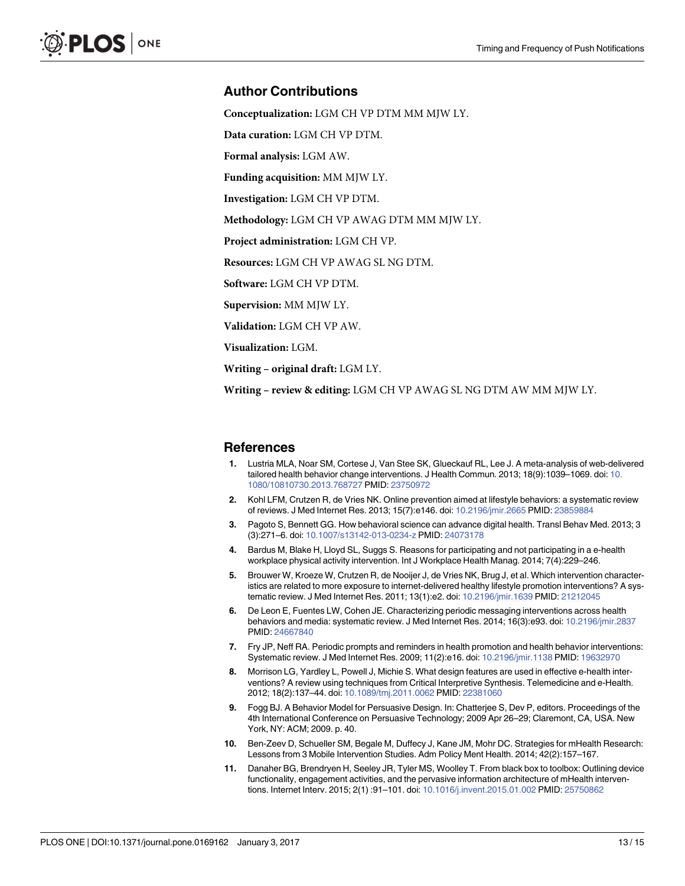## Author Contributions

**Conceptualization:** LGM CH VP DTM MM MJW LY.

**Data curation:** LGM CH VP DTM.

**Formal analysis:** LGM AW.

**Funding acquisition:** MM MJW LY.

**Investigation:** LGM CH VP DTM.

**Methodology:** LGM CH VP AWAG DTM MM MJW LY.

**Project administration:** LGM CH VP.

**Resources:** LGM CH VP AWAG SL NG DTM.

**Software:** LGM CH VP DTM.

**Supervision:** MM MJW LY.

**Validation:** LGM CH VP AW.

**Visualization:** LGM.

**Writing – original draft:** LGM LY.

**Writing – review & editing:** LGM CH VP AWAG SL NG DTM AW MM MJW LY.

## References

1. Lustria MLA, Noar SM, Cortese J, Van Stee SK, Glueckauf RL, Lee J. A meta-analysis of web-delivered tailored health behavior change interventions. J Health Commun. 2013; 18(9):1039–1069. doi: 10.1080/10810730.2013.768727 PMID: 23750972
2. Kohl LFM, Crutzen R, de Vries NK. Online prevention aimed at lifestyle behaviors: a systematic review of reviews. J Med Internet Res. 2013; 15(7):e146. doi: 10.2196/jmir.2665 PMID: 23859884
3. Pagoto S, Bennett GG. How behavioral science can advance digital health. Transl Behav Med. 2013; 3 (3):271–6. doi: 10.1007/s13142-013-0234-z PMID: 24073178
4. Bardus M, Blake H, Lloyd SL, Suggs S. Reasons for participating and not participating in a e-health workplace physical activity intervention. Int J Workplace Health Manag. 2014; 7(4):229–246.
5. Brouwer W, Kroeze W, Crutzen R, de Nooijer J, de Vries NK, Brug J, et al. Which intervention characteristics are related to more exposure to internet-delivered healthy lifestyle promotion interventions? A systematic review. J Med Internet Res. 2011; 13(1):e2. doi: 10.2196/jmir.1639 PMID: 21212045
6. De Leon E, Fuentes LW, Cohen JE. Characterizing periodic messaging interventions across health behaviors and media: systematic review. J Med Internet Res. 2014; 16(3):e93. doi: 10.2196/jmir.2837 PMID: 24667840
7. Fry JP, Neff RA. Periodic prompts and reminders in health promotion and health behavior interventions: Systematic review. J Med Internet Res. 2009; 11(2):e16. doi: 10.2196/jmir.1138 PMID: 19632970
8. Morrison LG, Yardley L, Powell J, Michie S. What design features are used in effective e-health interventions? A review using techniques from Critical Interpretive Synthesis. Telemedicine and e-Health. 2012; 18(2):137–44. doi: 10.1089/tmj.2011.0062 PMID: 22381060
9. Fogg BJ. A Behavior Model for Persuasive Design. In: Chatterjee S, Dev P, editors. Proceedings of the 4th International Conference on Persuasive Technology; 2009 Apr 26–29; Claremont, CA, USA. New York, NY: ACM; 2009. p. 40.
10. Ben-Zeev D, Schueller SM, Begale M, Duffecy J, Kane JM, Mohr DC. Strategies for mHealth Research: Lessons from 3 Mobile Intervention Studies. Adm Policy Ment Health. 2014; 42(2):157–167.
11. Danaher BG, Brendryen H, Seeley JR, Tyler MS, Woolley T. From black box to toolbox: Outlining device functionality, engagement activities, and the pervasive information architecture of mHealth interventions. Internet Interv. 2015; 2(1) :91–101. doi: 10.1016/j.invent.2015.01.002 PMID: 25750862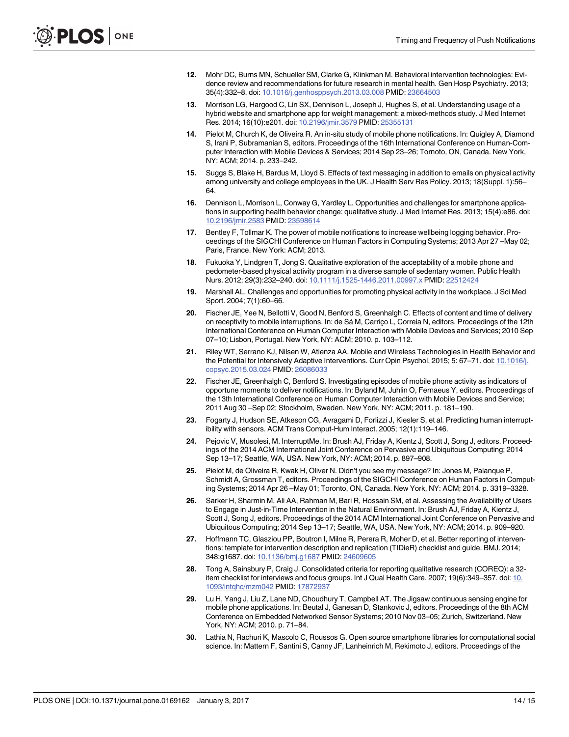12. Mohr DC, Burns MN, Schueller SM, Clarke G, Klinkman M. Behavioral intervention technologies: Evidence review and recommendations for future research in mental health. Gen Hosp Psychiatry. 2013; 35(4):332–8. doi: 10.1016/j.genhosppsych.2013.03.008 PMID: 23664503

13. Morrison LG, Hargood C, Lin SX, Dennison L, Joseph J, Hughes S, et al. Understanding usage of a hybrid website and smartphone app for weight management: a mixed-methods study. J Med Internet Res. 2014; 16(10):e201. doi: 10.2196/jmir.3579 PMID: 25355131

14. Pielot M, Church K, de Oliveira R. An in-situ study of mobile phone notifications. In: Quigley A, Diamond S, Irani P, Subramanian S, editors. Proceedings of the 16th International Conference on Human-Computer Interaction with Mobile Devices & Services; 2014 Sep 23–26; Tornoto, ON, Canada. New York, NY: ACM; 2014. p. 233–242.

15. Suggs S, Blake H, Bardus M, Lloyd S. Effects of text messaging in addition to emails on physical activity among university and college employees in the UK. J Health Serv Res Policy. 2013; 18(Suppl. 1):56–64.

16. Dennison L, Morrison L, Conway G, Yardley L. Opportunities and challenges for smartphone applications in supporting health behavior change: qualitative study. J Med Internet Res. 2013; 15(4):e86. doi: 10.2196/jmir.2583 PMID: 23598614

17. Bentley F, Tollmar K. The power of mobile notifications to increase wellbeing logging behavior. Proceedings of the SIGCHI Conference on Human Factors in Computing Systems; 2013 Apr 27 –May 02; Paris, France. New York: ACM; 2013.

18. Fukuoka Y, Lindgren T, Jong S. Qualitative exploration of the acceptability of a mobile phone and pedometer-based physical activity program in a diverse sample of sedentary women. Public Health Nurs. 2012; 29(3):232–240. doi: 10.1111/j.1525-1446.2011.00997.x PMID: 22512424

19. Marshall AL. Challenges and opportunities for promoting physical activity in the workplace. J Sci Med Sport. 2004; 7(1):60–66.

20. Fischer JE, Yee N, Bellotti V, Good N, Benford S, Greenhalgh C. Effects of content and time of delivery on receptivity to mobile interruptions. In: de Sá M, Carriço L, Correia N, editors. Proceedings of the 12th International Conference on Human Computer Interaction with Mobile Devices and Services; 2010 Sep 07–10; Lisbon, Portugal. New York, NY: ACM; 2010. p. 103–112.

21. Riley WT, Serrano KJ, Nilsen W, Atienza AA. Mobile and Wireless Technologies in Health Behavior and the Potential for Intensively Adaptive Interventions. Curr Opin Psychol. 2015; 5: 67–71. doi: 10.1016/j.copsyc.2015.03.024 PMID: 26086033

22. Fischer JE, Greenhalgh C, Benford S. Investigating episodes of mobile phone activity as indicators of opportune moments to deliver notifications. In: Byland M, Juhlin O, Fernaeus Y, editors. Proceedings of the 13th International Conference on Human Computer Interaction with Mobile Devices and Service; 2011 Aug 30 –Sep 02; Stockholm, Sweden. New York, NY: ACM; 2011. p. 181–190.

23. Fogarty J, Hudson SE, Atkeson CG, Avragami D, Forlizzi J, Kiesler S, et al. Predicting human interruptibility with sensors. ACM Trans Comput-Hum Interact. 2005; 12(1):119–146.

24. Pejovic V, Musolesi, M. InterruptMe. In: Brush AJ, Friday A, Kientz J, Scott J, Song J, editors. Proceedings of the 2014 ACM International Joint Conference on Pervasive and Ubiquitous Computing; 2014 Sep 13–17; Seattle, WA, USA. New York, NY: ACM; 2014. p. 897–908.

25. Pielot M, de Oliveira R, Kwak H, Oliver N. Didn't you see my message? In: Jones M, Palanque P, Schmidt A, Grossman T, editors. Proceedings of the SIGCHI Conference on Human Factors in Computing Systems; 2014 Apr 26 –May 01; Toronto, ON, Canada. New York, NY: ACM; 2014. p. 3319–3328.

26. Sarker H, Sharmin M, Ali AA, Rahman M, Bari R, Hossain SM, et al. Assessing the Availability of Users to Engage in Just-in-Time Intervention in the Natural Environment. In: Brush AJ, Friday A, Kientz J, Scott J, Song J, editors. Proceedings of the 2014 ACM International Joint Conference on Pervasive and Ubiquitous Computing; 2014 Sep 13–17; Seattle, WA, USA. New York, NY: ACM; 2014. p. 909–920.

27. Hoffmann TC, Glasziou PP, Boutron I, Milne R, Perera R, Moher D, et al. Better reporting of interventions: template for intervention description and replication (TIDieR) checklist and guide. BMJ. 2014; 348:g1687. doi: 10.1136/bmj.g1687 PMID: 24609605

28. Tong A, Sainsbury P, Craig J. Consolidated criteria for reporting qualitative research (COREQ): a 32-item checklist for interviews and focus groups. Int J Qual Health Care. 2007; 19(6):349–357. doi: 10.1093/intqhc/mzm042 PMID: 17872937

29. Lu H, Yang J, Liu Z, Lane ND, Choudhury T, Campbell AT. The Jigsaw continuous sensing engine for mobile phone applications. In: Beutal J, Ganesan D, Stankovic J, editors. Proceedings of the 8th ACM Conference on Embedded Networked Sensor Systems; 2010 Nov 03–05; Zurich, Switzerland. New York, NY: ACM; 2010. p. 71–84.

30. Lathia N, Rachuri K, Mascolo C, Roussos G. Open source smartphone libraries for computational social science. In: Mattern F, Santini S, Canny JF, Lanheinrich M, Rekimoto J, editors. Proceedings of the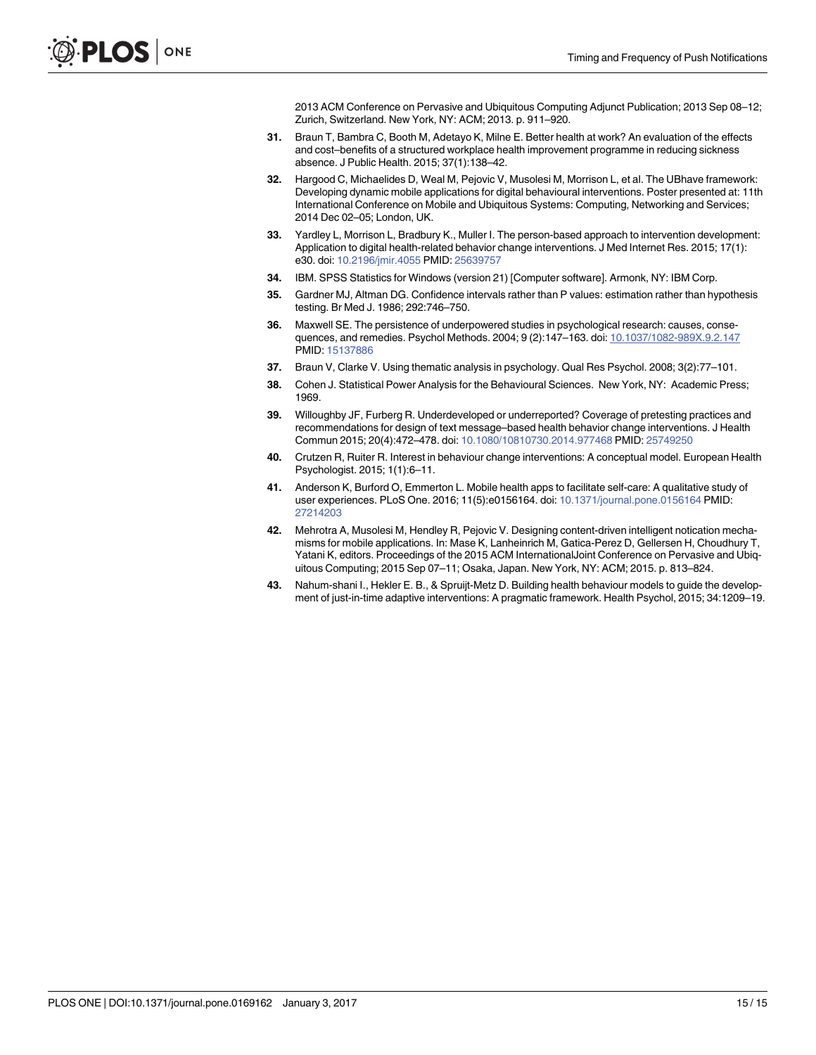2013 ACM Conference on Pervasive and Ubiquitous Computing Adjunct Publication; 2013 Sep 08–12; Zurich, Switzerland. New York, NY: ACM; 2013. p. 911–920.

31. Braun T, Bambra C, Booth M, Adetayo K, Milne E. Better health at work? An evaluation of the effects and cost–benefits of a structured workplace health improvement programme in reducing sickness absence. J Public Health. 2015; 37(1):138–42.

32. Hargood C, Michaelides D, Weal M, Pejovic V, Musolesi M, Morrison L, et al. The UBhave framework: Developing dynamic mobile applications for digital behavioural interventions. Poster presented at: 11th International Conference on Mobile and Ubiquitous Systems: Computing, Networking and Services; 2014 Dec 02–05; London, UK.

33. Yardley L, Morrison L, Bradbury K., Muller I. The person-based approach to intervention development: Application to digital health-related behavior change interventions. J Med Internet Res. 2015; 17(1): e30. doi: 10.2196/jmir.4055 PMID: 25639757

34. IBM. SPSS Statistics for Windows (version 21) [Computer software]. Armonk, NY: IBM Corp.

35. Gardner MJ, Altman DG. Confidence intervals rather than P values: estimation rather than hypothesis testing. Br Med J. 1986; 292:746–750.

36. Maxwell SE. The persistence of underpowered studies in psychological research: causes, consequences, and remedies. Psychol Methods. 2004; 9 (2):147–163. doi: 10.1037/1082-989X.9.2.147 PMID: 15137886

37. Braun V, Clarke V. Using thematic analysis in psychology. Qual Res Psychol. 2008; 3(2):77–101.

38. Cohen J. Statistical Power Analysis for the Behavioural Sciences. New York, NY: Academic Press; 1969.

39. Willoughby JF, Furberg R. Underdeveloped or underreported? Coverage of pretesting practices and recommendations for design of text message–based health behavior change interventions. J Health Commun 2015; 20(4):472–478. doi: 10.1080/10810730.2014.977468 PMID: 25749250

40. Crutzen R, Ruiter R. Interest in behaviour change interventions: A conceptual model. European Health Psychologist. 2015; 1(1):6–11.

41. Anderson K, Burford O, Emmerton L. Mobile health apps to facilitate self-care: A qualitative study of user experiences. PLoS One. 2016; 11(5):e0156164. doi: 10.1371/journal.pone.0156164 PMID: 27214203

42. Mehrotra A, Musolesi M, Hendley R, Pejovic V. Designing content-driven intelligent notication mechamisms for mobile applications. In: Mase K, Lanheinrich M, Gatica-Perez D, Gellersen H, Choudhury T, Yatani K, editors. Proceedings of the 2015 ACM InternationalJoint Conference on Pervasive and Ubiquitous Computing; 2015 Sep 07–11; Osaka, Japan. New York, NY: ACM; 2015. p. 813–824.

43. Nahum-shani I., Hekler E. B., & Spruijt-Metz D. Building health behaviour models to guide the development of just-in-time adaptive interventions: A pragmatic framework. Health Psychol, 2015; 34:1209–19.